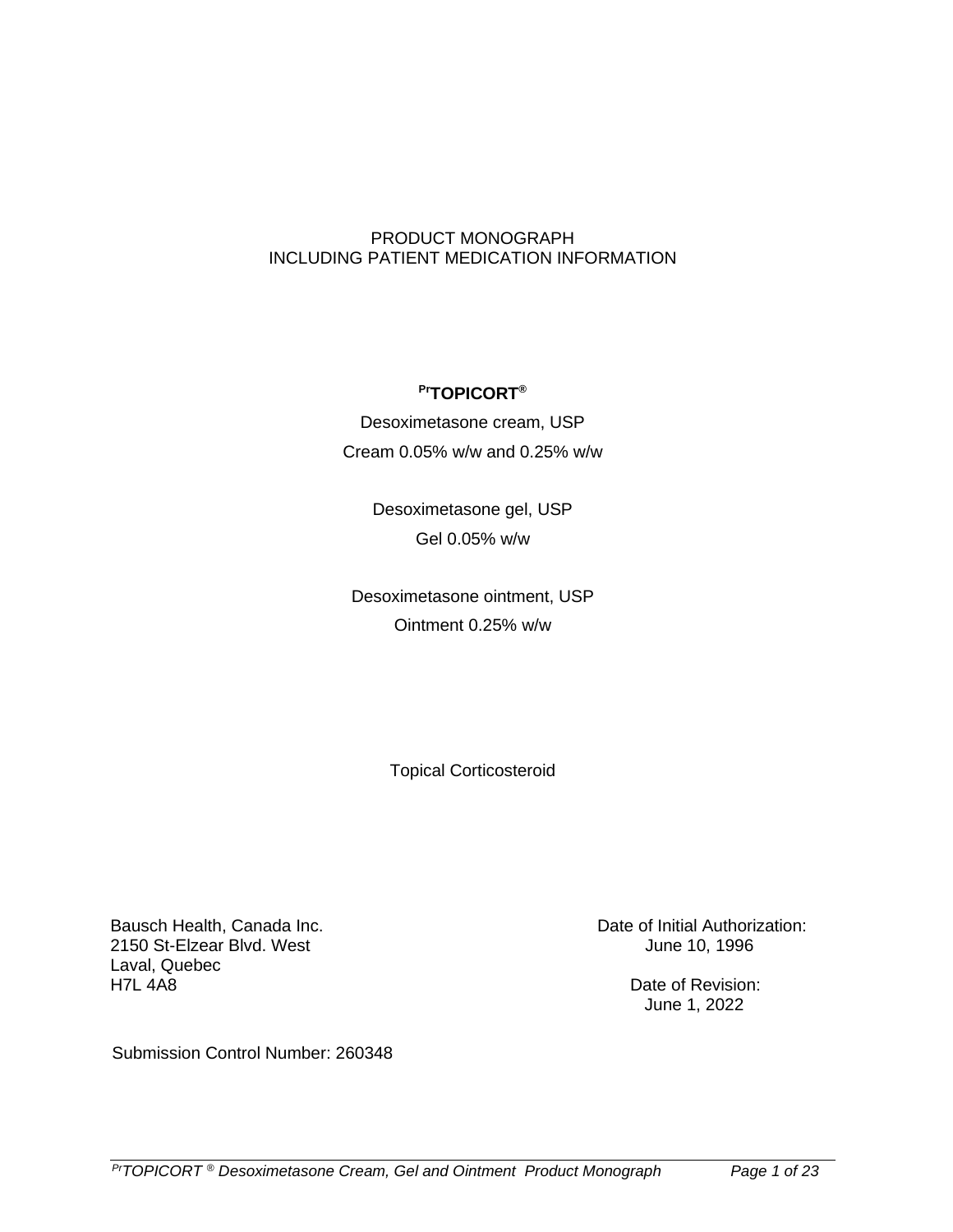PRODUCT MONOGRAPH
INCLUDING PATIENT MEDICATION INFORMATION

**PrTOPICORT®**

Desoximetasone cream, USP

Cream 0.05% w/w and 0.25% w/w

Desoximetasone gel, USP

Gel 0.05% w/w

Desoximetasone ointment, USP

Ointment 0.25% w/w

Topical Corticosteroid

Bausch Health, Canada Inc.
2150 St-Elzear Blvd. West
Laval, Quebec
H7L 4A8

Date of Initial Authorization:
June 10, 1996

Date of Revision:
June 1, 2022

Submission Control Number: 260348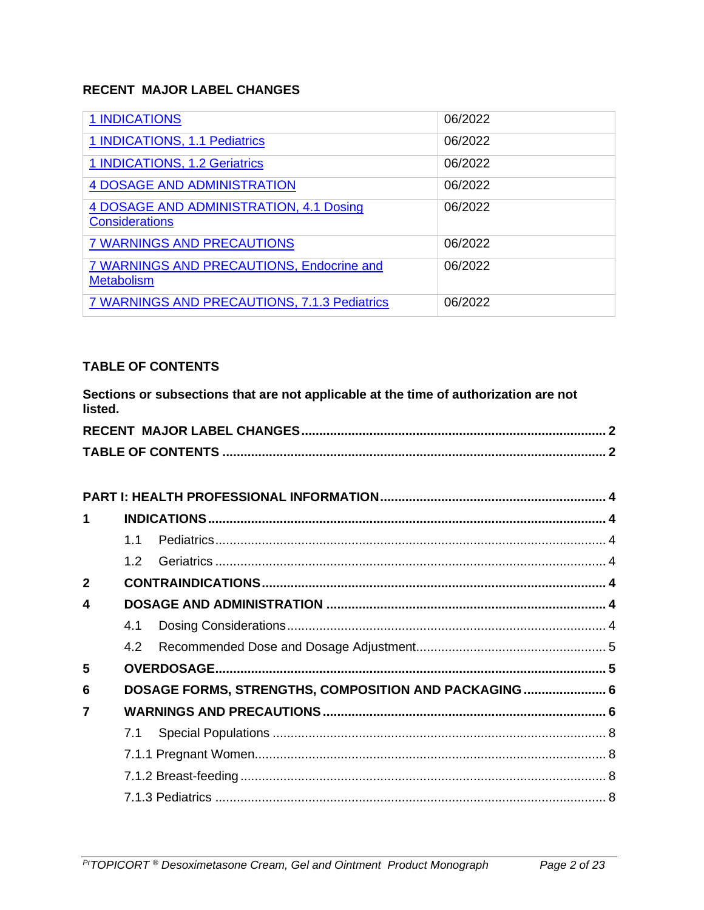## RECENT MAJOR LABEL CHANGES

| | |
|---|---|
| 1 INDICATIONS | 06/2022 |
| 1 INDICATIONS, 1.1 Pediatrics | 06/2022 |
| 1 INDICATIONS, 1.2 Geriatrics | 06/2022 |
| 4 DOSAGE AND ADMINISTRATION | 06/2022 |
| 4 DOSAGE AND ADMINISTRATION, 4.1 Dosing Considerations | 06/2022 |
| 7 WARNINGS AND PRECAUTIONS | 06/2022 |
| 7 WARNINGS AND PRECAUTIONS, Endocrine and Metabolism | 06/2022 |
| 7 WARNINGS AND PRECAUTIONS, 7.1.3 Pediatrics | 06/2022 |

## TABLE OF CONTENTS

**Sections or subsections that are not applicable at the time of authorization are not listed.**

**RECENT MAJOR LABEL CHANGES .......... 2**

**TABLE OF CONTENTS .......... 2**

**PART I: HEALTH PROFESSIONAL INFORMATION .......... 4**

**1 INDICATIONS .......... 4**

- 1.1 Pediatrics .......... 4
- 1.2 Geriatrics .......... 4

**2 CONTRAINDICATIONS .......... 4**

**4 DOSAGE AND ADMINISTRATION .......... 4**

- 4.1 Dosing Considerations .......... 4
- 4.2 Recommended Dose and Dosage Adjustment .......... 5

**5 OVERDOSAGE .......... 5**

**6 DOSAGE FORMS, STRENGTHS, COMPOSITION AND PACKAGING .......... 6**

**7 WARNINGS AND PRECAUTIONS .......... 6**

- 7.1 Special Populations .......... 8
- 7.1.1 Pregnant Women .......... 8
- 7.1.2 Breast-feeding .......... 8
- 7.1.3 Pediatrics .......... 8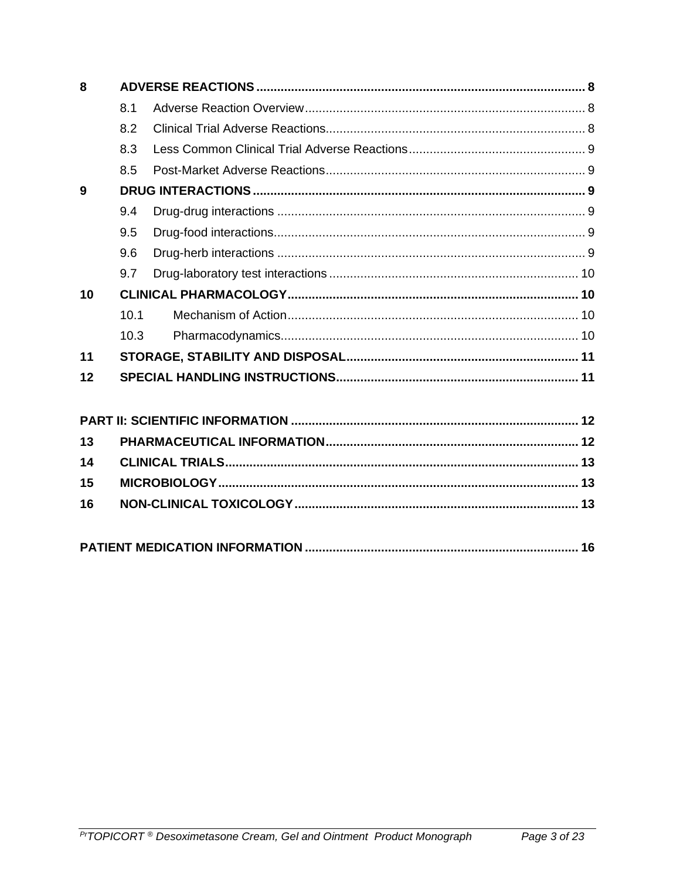| | | |
|---|---|---|
| **8** | **ADVERSE REACTIONS** | **8** |
| | 8.1 Adverse Reaction Overview | 8 |
| | 8.2 Clinical Trial Adverse Reactions | 8 |
| | 8.3 Less Common Clinical Trial Adverse Reactions | 9 |
| | 8.5 Post-Market Adverse Reactions | 9 |
| **9** | **DRUG INTERACTIONS** | **9** |
| | 9.4 Drug-drug interactions | 9 |
| | 9.5 Drug-food interactions | 9 |
| | 9.6 Drug-herb interactions | 9 |
| | 9.7 Drug-laboratory test interactions | 10 |
| **10** | **CLINICAL PHARMACOLOGY** | **10** |
| | 10.1 Mechanism of Action | 10 |
| | 10.3 Pharmacodynamics | 10 |
| **11** | **STORAGE, STABILITY AND DISPOSAL** | **11** |
| **12** | **SPECIAL HANDLING INSTRUCTIONS** | **11** |
| | | |
| **PART II: SCIENTIFIC INFORMATION** | | **12** |
| **13** | **PHARMACEUTICAL INFORMATION** | **12** |
| **14** | **CLINICAL TRIALS** | **13** |
| **15** | **MICROBIOLOGY** | **13** |
| **16** | **NON-CLINICAL TOXICOLOGY** | **13** |
| | | |
| **PATIENT MEDICATION INFORMATION** | | **16** |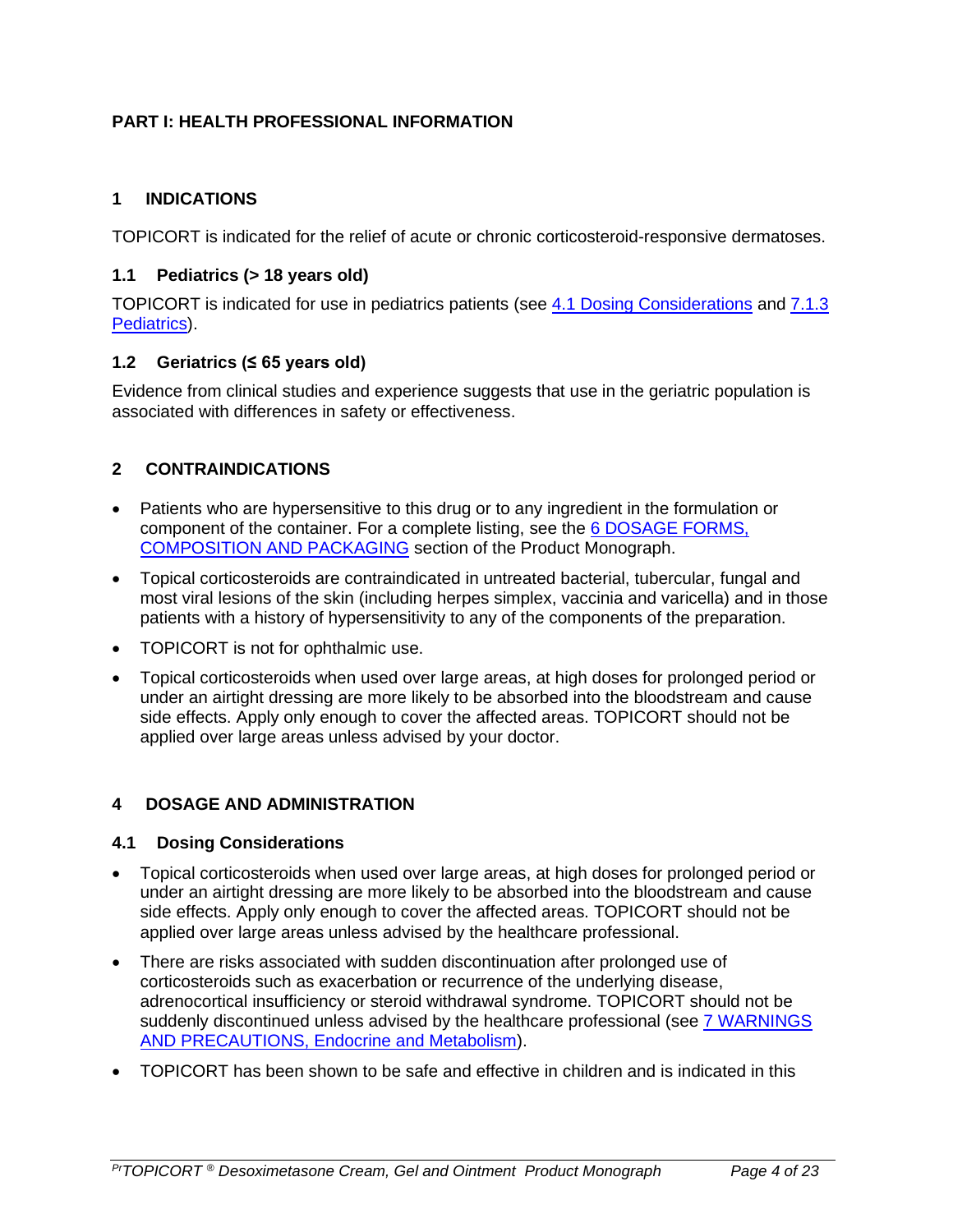## PART I: HEALTH PROFESSIONAL INFORMATION

### 1 INDICATIONS

TOPICORT is indicated for the relief of acute or chronic corticosteroid-responsive dermatoses.

#### 1.1 Pediatrics (> 18 years old)

TOPICORT is indicated for use in pediatrics patients (see 4.1 Dosing Considerations and 7.1.3 Pediatrics).

#### 1.2 Geriatrics (≤ 65 years old)

Evidence from clinical studies and experience suggests that use in the geriatric population is associated with differences in safety or effectiveness.

### 2 CONTRAINDICATIONS

- Patients who are hypersensitive to this drug or to any ingredient in the formulation or component of the container. For a complete listing, see the 6 DOSAGE FORMS, COMPOSITION AND PACKAGING section of the Product Monograph.
- Topical corticosteroids are contraindicated in untreated bacterial, tubercular, fungal and most viral lesions of the skin (including herpes simplex, vaccinia and varicella) and in those patients with a history of hypersensitivity to any of the components of the preparation.
- TOPICORT is not for ophthalmic use.
- Topical corticosteroids when used over large areas, at high doses for prolonged period or under an airtight dressing are more likely to be absorbed into the bloodstream and cause side effects. Apply only enough to cover the affected areas. TOPICORT should not be applied over large areas unless advised by your doctor.

### 4 DOSAGE AND ADMINISTRATION

#### 4.1 Dosing Considerations

- Topical corticosteroids when used over large areas, at high doses for prolonged period or under an airtight dressing are more likely to be absorbed into the bloodstream and cause side effects. Apply only enough to cover the affected areas. TOPICORT should not be applied over large areas unless advised by the healthcare professional.
- There are risks associated with sudden discontinuation after prolonged use of corticosteroids such as exacerbation or recurrence of the underlying disease, adrenocortical insufficiency or steroid withdrawal syndrome. TOPICORT should not be suddenly discontinued unless advised by the healthcare professional (see 7 WARNINGS AND PRECAUTIONS, Endocrine and Metabolism).
- TOPICORT has been shown to be safe and effective in children and is indicated in this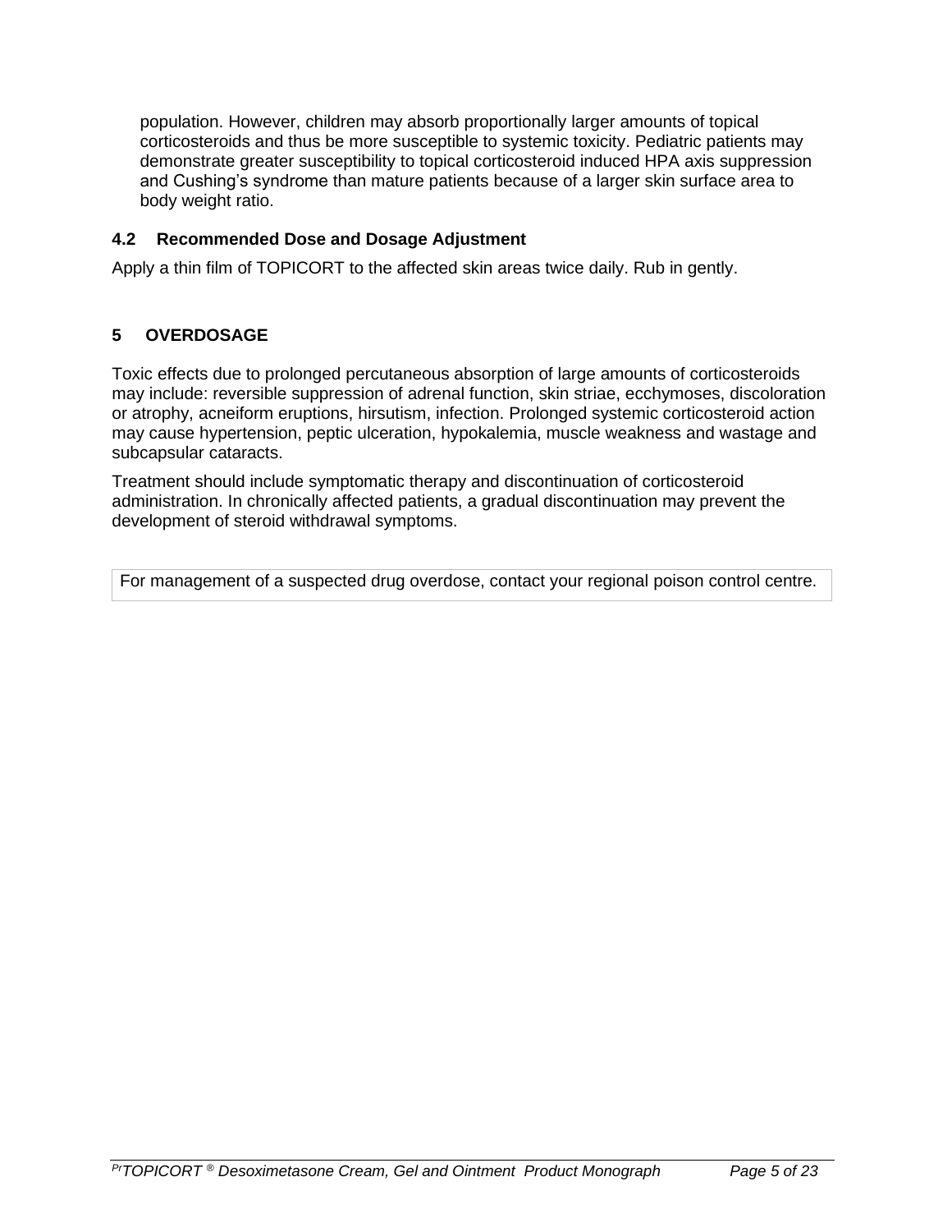population. However, children may absorb proportionally larger amounts of topical corticosteroids and thus be more susceptible to systemic toxicity. Pediatric patients may demonstrate greater susceptibility to topical corticosteroid induced HPA axis suppression and Cushing's syndrome than mature patients because of a larger skin surface area to body weight ratio.

### 4.2 Recommended Dose and Dosage Adjustment

Apply a thin film of TOPICORT to the affected skin areas twice daily. Rub in gently.

## 5 OVERDOSAGE

Toxic effects due to prolonged percutaneous absorption of large amounts of corticosteroids may include: reversible suppression of adrenal function, skin striae, ecchymoses, discoloration or atrophy, acneiform eruptions, hirsutism, infection. Prolonged systemic corticosteroid action may cause hypertension, peptic ulceration, hypokalemia, muscle weakness and wastage and subcapsular cataracts.

Treatment should include symptomatic therapy and discontinuation of corticosteroid administration. In chronically affected patients, a gradual discontinuation may prevent the development of steroid withdrawal symptoms.

| For management of a suspected drug overdose, contact your regional poison control centre. |
|---|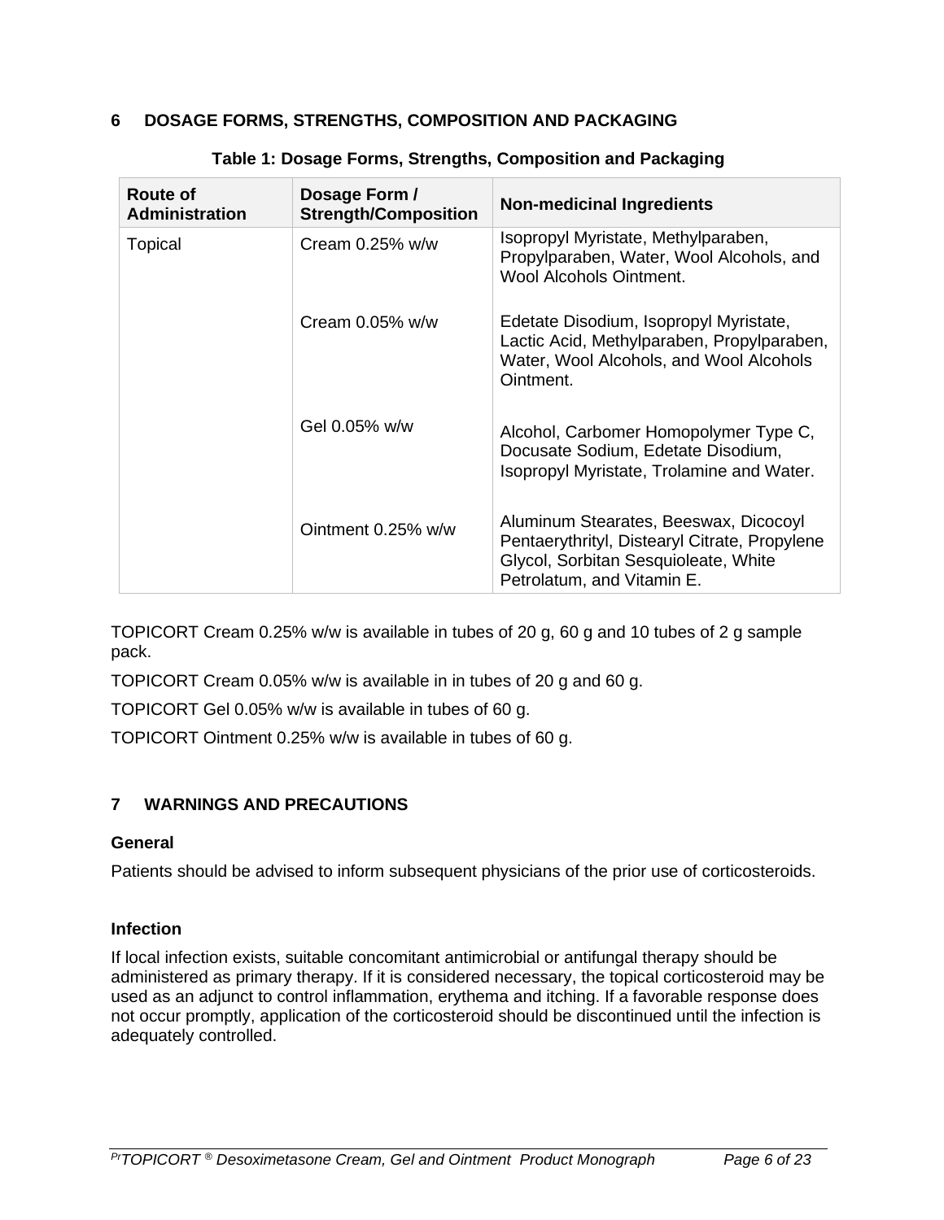## 6 DOSAGE FORMS, STRENGTHS, COMPOSITION AND PACKAGING

**Table 1: Dosage Forms, Strengths, Composition and Packaging**

| Route of Administration | Dosage Form / Strength/Composition | Non-medicinal Ingredients |
|---|---|---|
| Topical | Cream 0.25% w/w | Isopropyl Myristate, Methylparaben, Propylparaben, Water, Wool Alcohols, and Wool Alcohols Ointment. |
| | Cream 0.05% w/w | Edetate Disodium, Isopropyl Myristate, Lactic Acid, Methylparaben, Propylparaben, Water, Wool Alcohols, and Wool Alcohols Ointment. |
| | Gel 0.05% w/w | Alcohol, Carbomer Homopolymer Type C, Docusate Sodium, Edetate Disodium, Isopropyl Myristate, Trolamine and Water. |
| | Ointment 0.25% w/w | Aluminum Stearates, Beeswax, Dicocoyl Pentaerythrityl, Distearyl Citrate, Propylene Glycol, Sorbitan Sesquioleate, White Petrolatum, and Vitamin E. |

TOPICORT Cream 0.25% w/w is available in tubes of 20 g, 60 g and 10 tubes of 2 g sample pack.

TOPICORT Cream 0.05% w/w is available in in tubes of 20 g and 60 g.

TOPICORT Gel 0.05% w/w is available in tubes of 60 g.

TOPICORT Ointment 0.25% w/w is available in tubes of 60 g.

## 7 WARNINGS AND PRECAUTIONS

### General

Patients should be advised to inform subsequent physicians of the prior use of corticosteroids.

### Infection

If local infection exists, suitable concomitant antimicrobial or antifungal therapy should be administered as primary therapy. If it is considered necessary, the topical corticosteroid may be used as an adjunct to control inflammation, erythema and itching. If a favorable response does not occur promptly, application of the corticosteroid should be discontinued until the infection is adequately controlled.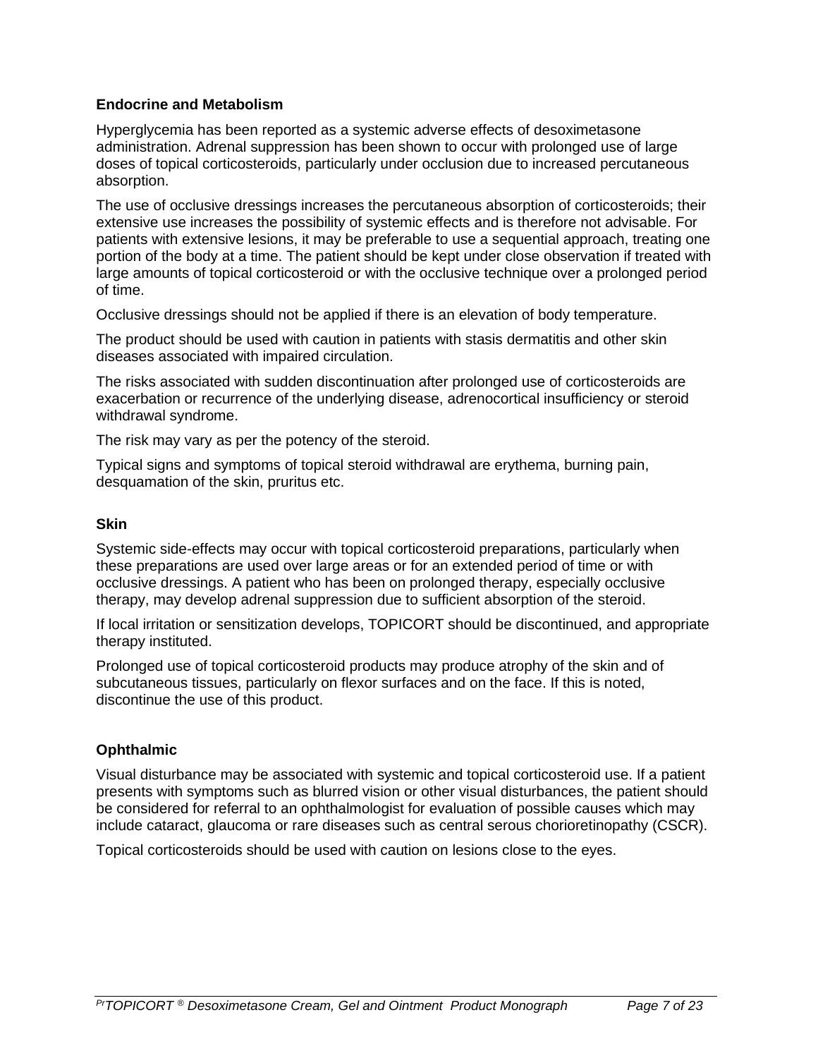### Endocrine and Metabolism

Hyperglycemia has been reported as a systemic adverse effects of desoximetasone administration. Adrenal suppression has been shown to occur with prolonged use of large doses of topical corticosteroids, particularly under occlusion due to increased percutaneous absorption.

The use of occlusive dressings increases the percutaneous absorption of corticosteroids; their extensive use increases the possibility of systemic effects and is therefore not advisable. For patients with extensive lesions, it may be preferable to use a sequential approach, treating one portion of the body at a time. The patient should be kept under close observation if treated with large amounts of topical corticosteroid or with the occlusive technique over a prolonged period of time.

Occlusive dressings should not be applied if there is an elevation of body temperature.

The product should be used with caution in patients with stasis dermatitis and other skin diseases associated with impaired circulation.

The risks associated with sudden discontinuation after prolonged use of corticosteroids are exacerbation or recurrence of the underlying disease, adrenocortical insufficiency or steroid withdrawal syndrome.

The risk may vary as per the potency of the steroid.

Typical signs and symptoms of topical steroid withdrawal are erythema, burning pain, desquamation of the skin, pruritus etc.

### Skin

Systemic side-effects may occur with topical corticosteroid preparations, particularly when these preparations are used over large areas or for an extended period of time or with occlusive dressings. A patient who has been on prolonged therapy, especially occlusive therapy, may develop adrenal suppression due to sufficient absorption of the steroid.

If local irritation or sensitization develops, TOPICORT should be discontinued, and appropriate therapy instituted.

Prolonged use of topical corticosteroid products may produce atrophy of the skin and of subcutaneous tissues, particularly on flexor surfaces and on the face. If this is noted, discontinue the use of this product.

### Ophthalmic

Visual disturbance may be associated with systemic and topical corticosteroid use. If a patient presents with symptoms such as blurred vision or other visual disturbances, the patient should be considered for referral to an ophthalmologist for evaluation of possible causes which may include cataract, glaucoma or rare diseases such as central serous chorioretinopathy (CSCR).

Topical corticosteroids should be used with caution on lesions close to the eyes.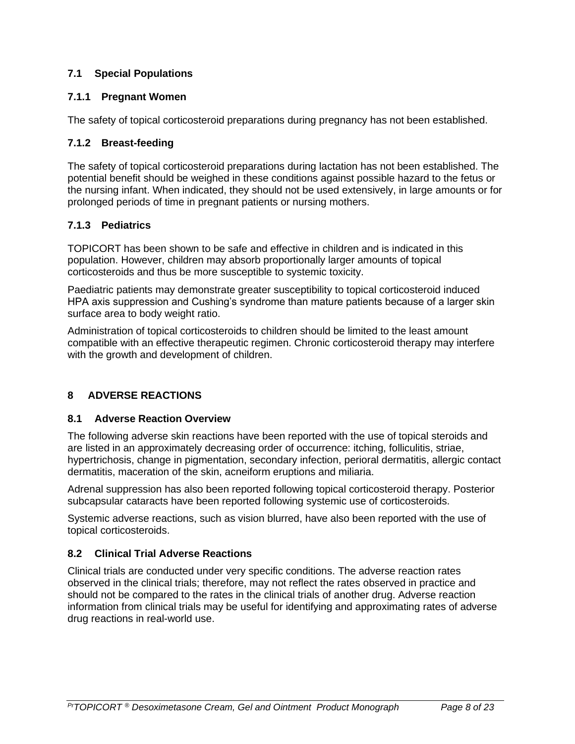### 7.1 Special Populations

#### 7.1.1 Pregnant Women

The safety of topical corticosteroid preparations during pregnancy has not been established.

#### 7.1.2 Breast-feeding

The safety of topical corticosteroid preparations during lactation has not been established. The potential benefit should be weighed in these conditions against possible hazard to the fetus or the nursing infant. When indicated, they should not be used extensively, in large amounts or for prolonged periods of time in pregnant patients or nursing mothers.

#### 7.1.3 Pediatrics

TOPICORT has been shown to be safe and effective in children and is indicated in this population. However, children may absorb proportionally larger amounts of topical corticosteroids and thus be more susceptible to systemic toxicity.

Paediatric patients may demonstrate greater susceptibility to topical corticosteroid induced HPA axis suppression and Cushing's syndrome than mature patients because of a larger skin surface area to body weight ratio.

Administration of topical corticosteroids to children should be limited to the least amount compatible with an effective therapeutic regimen. Chronic corticosteroid therapy may interfere with the growth and development of children.

## 8 ADVERSE REACTIONS

### 8.1 Adverse Reaction Overview

The following adverse skin reactions have been reported with the use of topical steroids and are listed in an approximately decreasing order of occurrence: itching, folliculitis, striae, hypertrichosis, change in pigmentation, secondary infection, perioral dermatitis, allergic contact dermatitis, maceration of the skin, acneiform eruptions and miliaria.

Adrenal suppression has also been reported following topical corticosteroid therapy. Posterior subcapsular cataracts have been reported following systemic use of corticosteroids.

Systemic adverse reactions, such as vision blurred, have also been reported with the use of topical corticosteroids.

### 8.2 Clinical Trial Adverse Reactions

Clinical trials are conducted under very specific conditions. The adverse reaction rates observed in the clinical trials; therefore, may not reflect the rates observed in practice and should not be compared to the rates in the clinical trials of another drug. Adverse reaction information from clinical trials may be useful for identifying and approximating rates of adverse drug reactions in real-world use.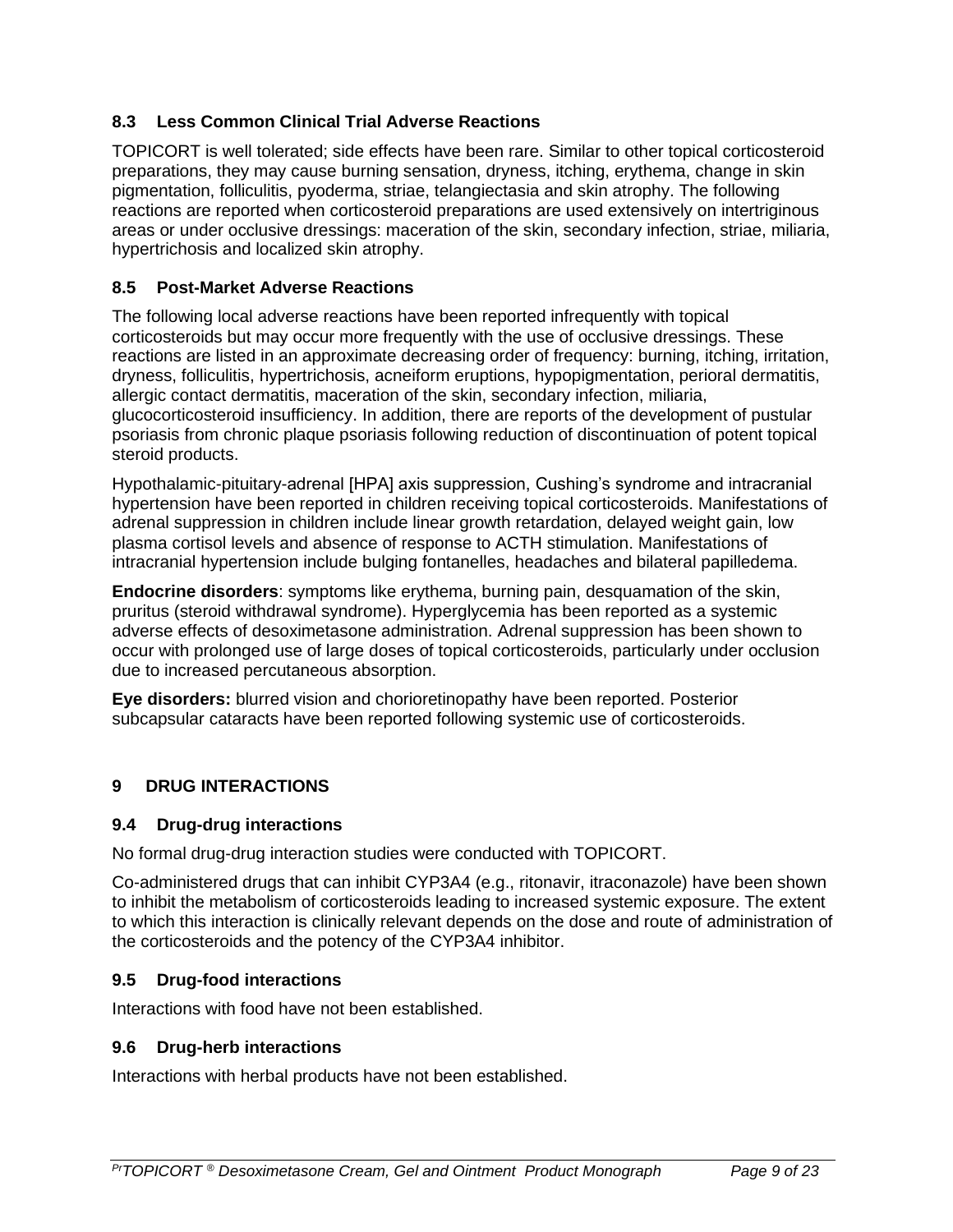### 8.3 Less Common Clinical Trial Adverse Reactions

TOPICORT is well tolerated; side effects have been rare. Similar to other topical corticosteroid preparations, they may cause burning sensation, dryness, itching, erythema, change in skin pigmentation, folliculitis, pyoderma, striae, telangiectasia and skin atrophy. The following reactions are reported when corticosteroid preparations are used extensively on intertriginous areas or under occlusive dressings: maceration of the skin, secondary infection, striae, miliaria, hypertrichosis and localized skin atrophy.

### 8.5 Post-Market Adverse Reactions

The following local adverse reactions have been reported infrequently with topical corticosteroids but may occur more frequently with the use of occlusive dressings. These reactions are listed in an approximate decreasing order of frequency: burning, itching, irritation, dryness, folliculitis, hypertrichosis, acneiform eruptions, hypopigmentation, perioral dermatitis, allergic contact dermatitis, maceration of the skin, secondary infection, miliaria, glucocorticosteroid insufficiency. In addition, there are reports of the development of pustular psoriasis from chronic plaque psoriasis following reduction of discontinuation of potent topical steroid products.

Hypothalamic-pituitary-adrenal [HPA] axis suppression, Cushing's syndrome and intracranial hypertension have been reported in children receiving topical corticosteroids. Manifestations of adrenal suppression in children include linear growth retardation, delayed weight gain, low plasma cortisol levels and absence of response to ACTH stimulation. Manifestations of intracranial hypertension include bulging fontanelles, headaches and bilateral papilledema.

**Endocrine disorders**: symptoms like erythema, burning pain, desquamation of the skin, pruritus (steroid withdrawal syndrome). Hyperglycemia has been reported as a systemic adverse effects of desoximetasone administration. Adrenal suppression has been shown to occur with prolonged use of large doses of topical corticosteroids, particularly under occlusion due to increased percutaneous absorption.

**Eye disorders:** blurred vision and chorioretinopathy have been reported. Posterior subcapsular cataracts have been reported following systemic use of corticosteroids.

## 9 DRUG INTERACTIONS

### 9.4 Drug-drug interactions

No formal drug-drug interaction studies were conducted with TOPICORT.

Co-administered drugs that can inhibit CYP3A4 (e.g., ritonavir, itraconazole) have been shown to inhibit the metabolism of corticosteroids leading to increased systemic exposure. The extent to which this interaction is clinically relevant depends on the dose and route of administration of the corticosteroids and the potency of the CYP3A4 inhibitor.

### 9.5 Drug-food interactions

Interactions with food have not been established.

### 9.6 Drug-herb interactions

Interactions with herbal products have not been established.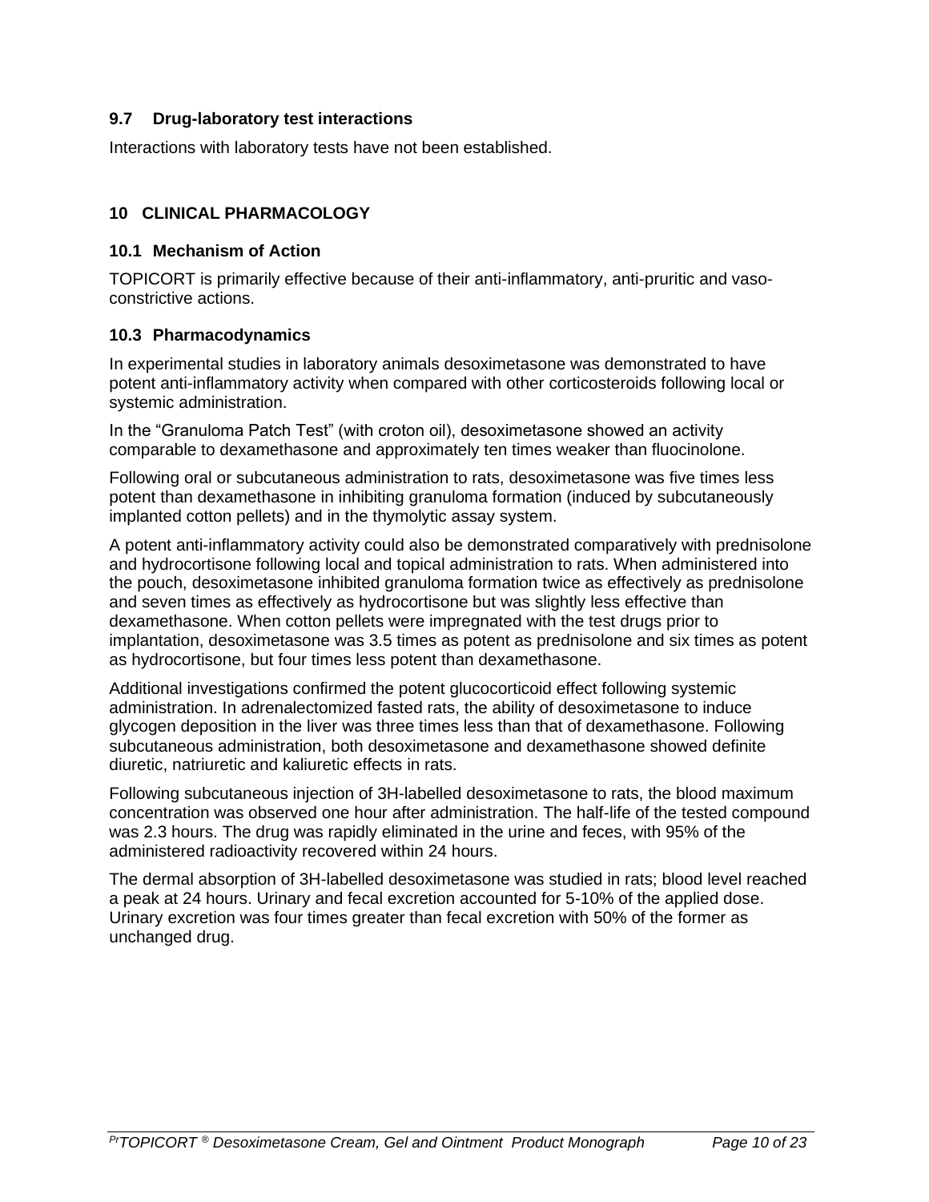### 9.7 Drug-laboratory test interactions

Interactions with laboratory tests have not been established.

## 10 CLINICAL PHARMACOLOGY

### 10.1 Mechanism of Action

TOPICORT is primarily effective because of their anti-inflammatory, anti-pruritic and vaso-constrictive actions.

### 10.3 Pharmacodynamics

In experimental studies in laboratory animals desoximetasone was demonstrated to have potent anti-inflammatory activity when compared with other corticosteroids following local or systemic administration.

In the "Granuloma Patch Test" (with croton oil), desoximetasone showed an activity comparable to dexamethasone and approximately ten times weaker than fluocinolone.

Following oral or subcutaneous administration to rats, desoximetasone was five times less potent than dexamethasone in inhibiting granuloma formation (induced by subcutaneously implanted cotton pellets) and in the thymolytic assay system.

A potent anti-inflammatory activity could also be demonstrated comparatively with prednisolone and hydrocortisone following local and topical administration to rats. When administered into the pouch, desoximetasone inhibited granuloma formation twice as effectively as prednisolone and seven times as effectively as hydrocortisone but was slightly less effective than dexamethasone. When cotton pellets were impregnated with the test drugs prior to implantation, desoximetasone was 3.5 times as potent as prednisolone and six times as potent as hydrocortisone, but four times less potent than dexamethasone.

Additional investigations confirmed the potent glucocorticoid effect following systemic administration. In adrenalectomized fasted rats, the ability of desoximetasone to induce glycogen deposition in the liver was three times less than that of dexamethasone. Following subcutaneous administration, both desoximetasone and dexamethasone showed definite diuretic, natriuretic and kaliuretic effects in rats.

Following subcutaneous injection of 3H-labelled desoximetasone to rats, the blood maximum concentration was observed one hour after administration. The half-life of the tested compound was 2.3 hours. The drug was rapidly eliminated in the urine and feces, with 95% of the administered radioactivity recovered within 24 hours.

The dermal absorption of 3H-labelled desoximetasone was studied in rats; blood level reached a peak at 24 hours. Urinary and fecal excretion accounted for 5-10% of the applied dose. Urinary excretion was four times greater than fecal excretion with 50% of the former as unchanged drug.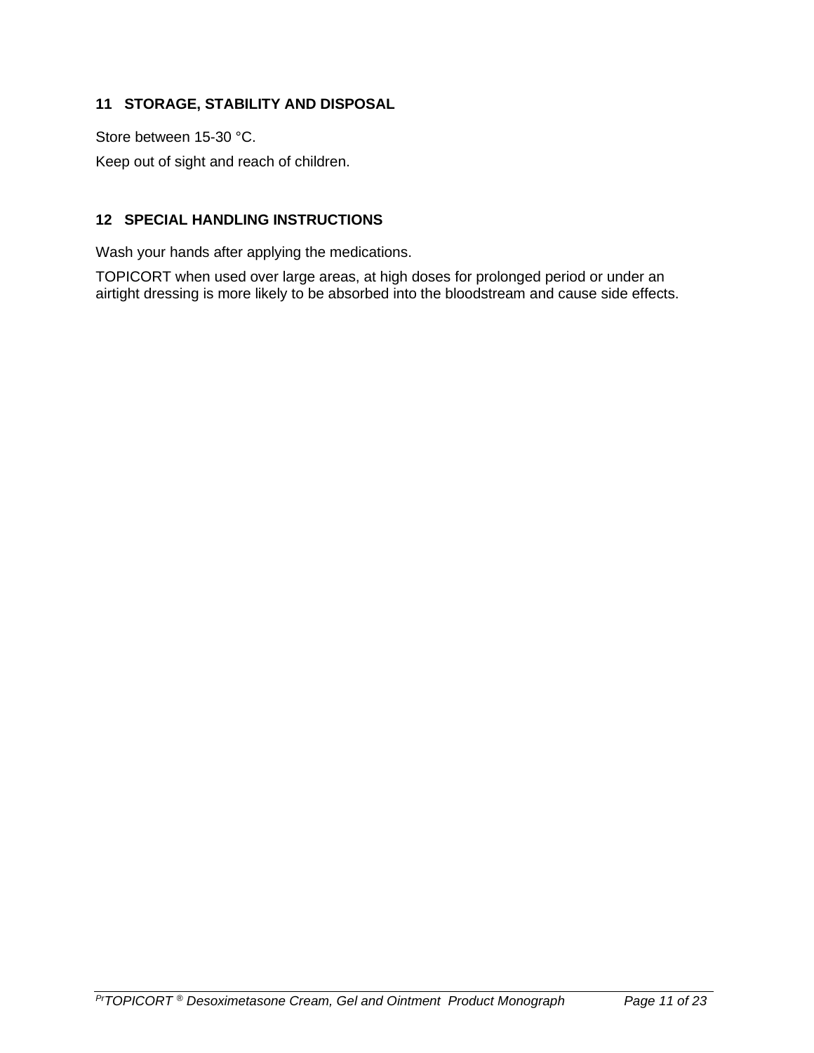## 11 STORAGE, STABILITY AND DISPOSAL

Store between 15-30 °C.

Keep out of sight and reach of children.

## 12 SPECIAL HANDLING INSTRUCTIONS

Wash your hands after applying the medications.

TOPICORT when used over large areas, at high doses for prolonged period or under an airtight dressing is more likely to be absorbed into the bloodstream and cause side effects.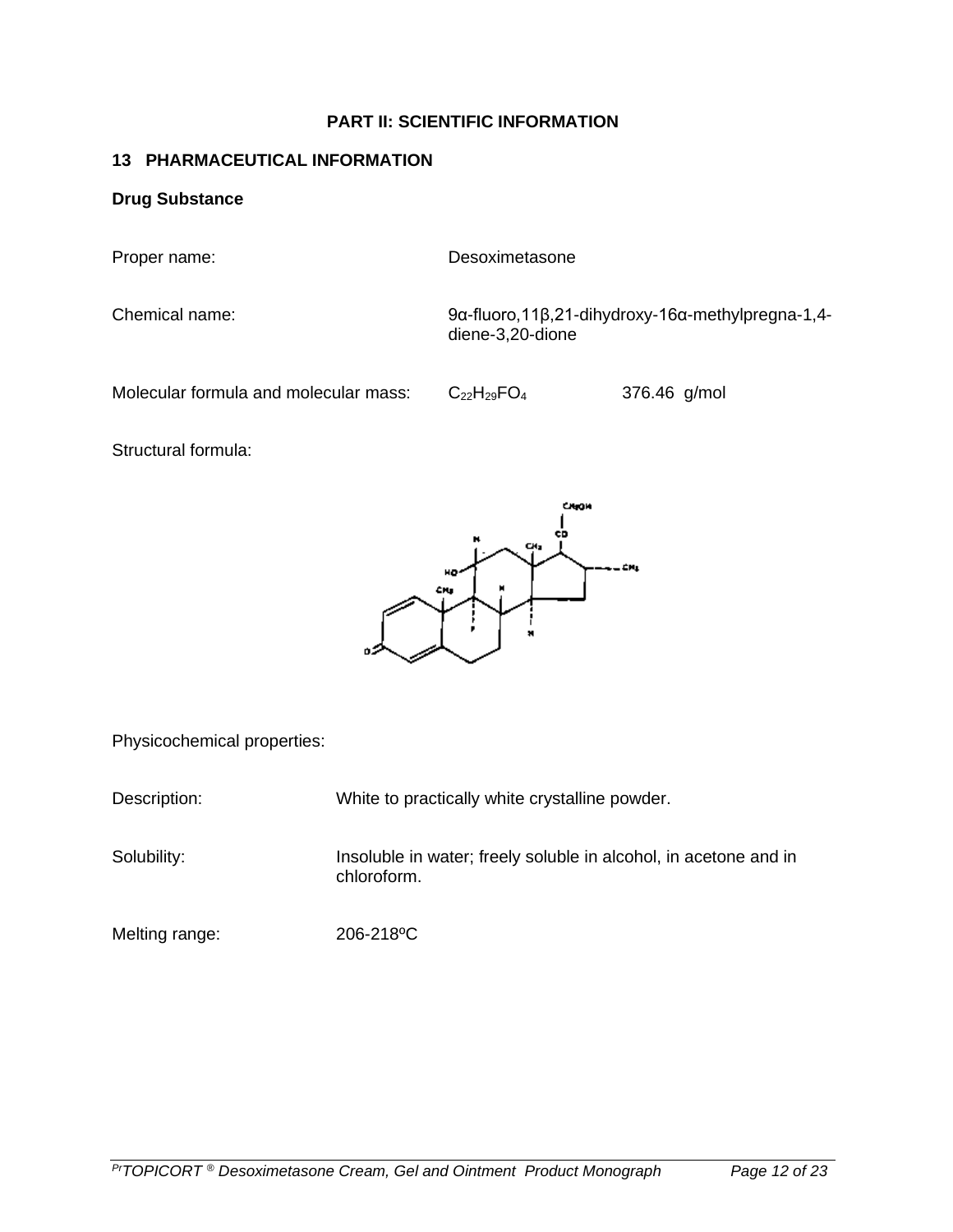# PART II: SCIENTIFIC INFORMATION

## 13 PHARMACEUTICAL INFORMATION

### Drug Substance

Proper name: Desoximetasone

Chemical name: 9α-fluoro,11β,21-dihydroxy-16α-methylpregna-1,4-diene-3,20-dione

Molecular formula and molecular mass: $C_{22}H_{29}FO_4$ 376.46 g/mol

Structural formula:

Physicochemical properties:

Description: White to practically white crystalline powder.

Solubility: Insoluble in water; freely soluble in alcohol, in acetone and in chloroform.

Melting range: 206-218ºC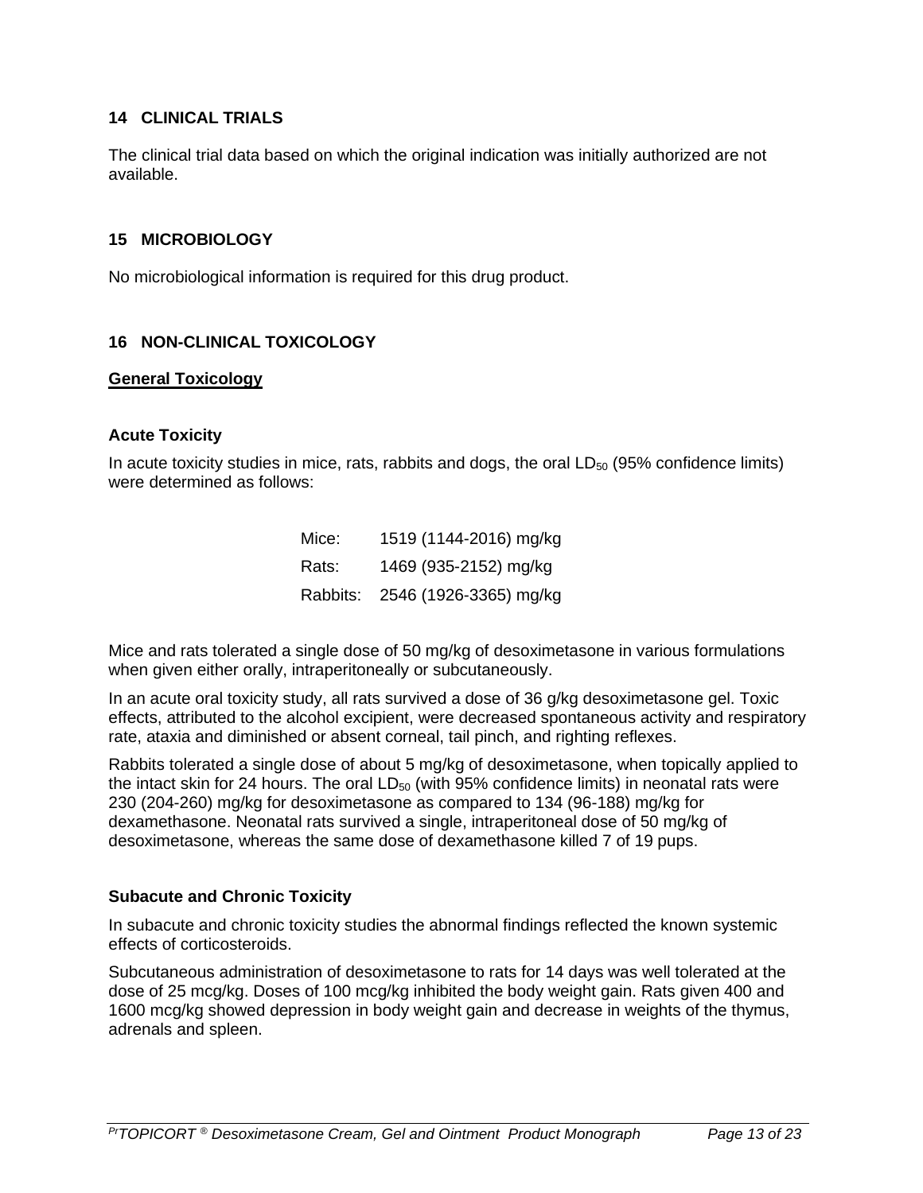## 14 CLINICAL TRIALS

The clinical trial data based on which the original indication was initially authorized are not available.

## 15 MICROBIOLOGY

No microbiological information is required for this drug product.

## 16 NON-CLINICAL TOXICOLOGY

**General Toxicology**

### Acute Toxicity

In acute toxicity studies in mice, rats, rabbits and dogs, the oral $LD_{50}$ (95% confidence limits) were determined as follows:

| | |
|---|---|
| Mice: | 1519 (1144-2016) mg/kg |
| Rats: | 1469 (935-2152) mg/kg |
| Rabbits: | 2546 (1926-3365) mg/kg |

Mice and rats tolerated a single dose of 50 mg/kg of desoximetasone in various formulations when given either orally, intraperitoneally or subcutaneously.

In an acute oral toxicity study, all rats survived a dose of 36 g/kg desoximetasone gel. Toxic effects, attributed to the alcohol excipient, were decreased spontaneous activity and respiratory rate, ataxia and diminished or absent corneal, tail pinch, and righting reflexes.

Rabbits tolerated a single dose of about 5 mg/kg of desoximetasone, when topically applied to the intact skin for 24 hours. The oral $LD_{50}$ (with 95% confidence limits) in neonatal rats were 230 (204-260) mg/kg for desoximetasone as compared to 134 (96-188) mg/kg for dexamethasone. Neonatal rats survived a single, intraperitoneal dose of 50 mg/kg of desoximetasone, whereas the same dose of dexamethasone killed 7 of 19 pups.

### Subacute and Chronic Toxicity

In subacute and chronic toxicity studies the abnormal findings reflected the known systemic effects of corticosteroids.

Subcutaneous administration of desoximetasone to rats for 14 days was well tolerated at the dose of 25 mcg/kg. Doses of 100 mcg/kg inhibited the body weight gain. Rats given 400 and 1600 mcg/kg showed depression in body weight gain and decrease in weights of the thymus, adrenals and spleen.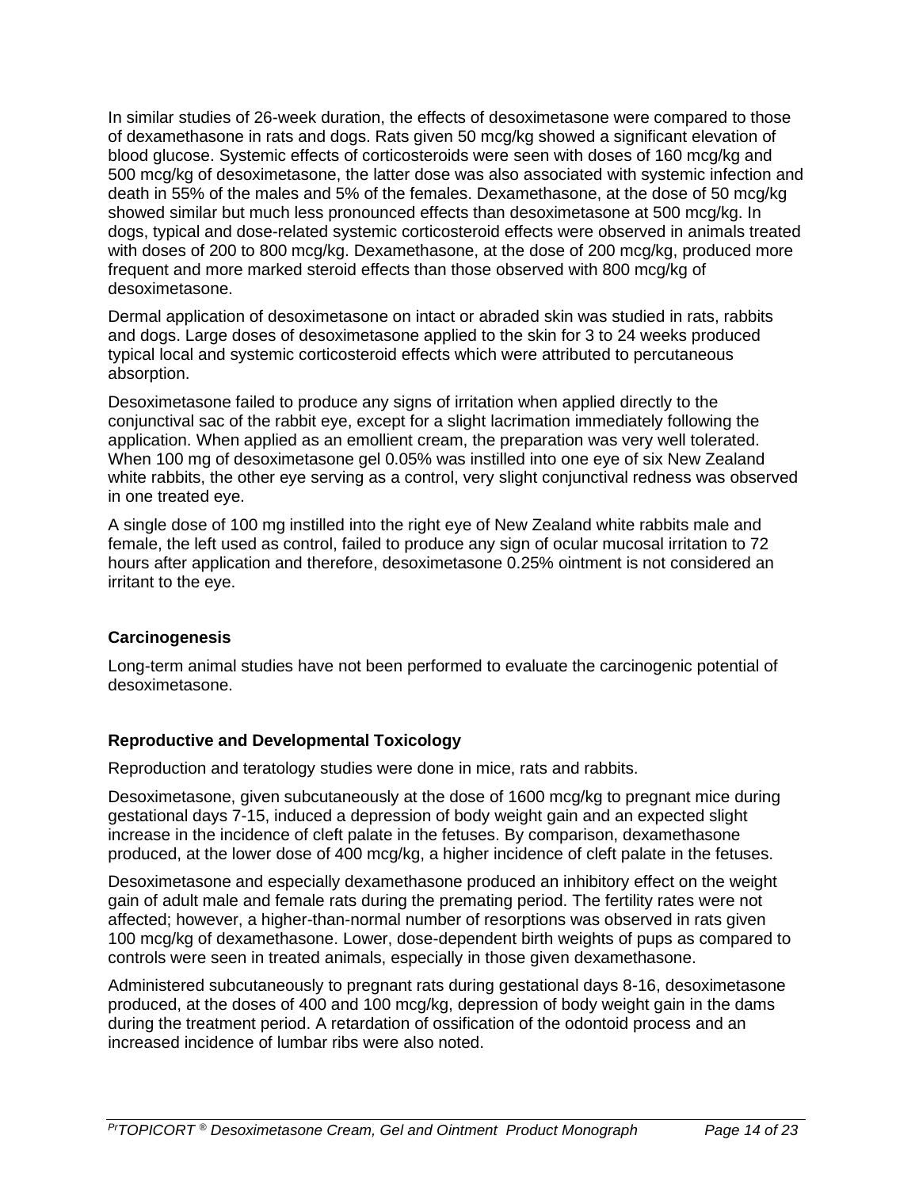In similar studies of 26-week duration, the effects of desoximetasone were compared to those of dexamethasone in rats and dogs. Rats given 50 mcg/kg showed a significant elevation of blood glucose. Systemic effects of corticosteroids were seen with doses of 160 mcg/kg and 500 mcg/kg of desoximetasone, the latter dose was also associated with systemic infection and death in 55% of the males and 5% of the females. Dexamethasone, at the dose of 50 mcg/kg showed similar but much less pronounced effects than desoximetasone at 500 mcg/kg. In dogs, typical and dose-related systemic corticosteroid effects were observed in animals treated with doses of 200 to 800 mcg/kg. Dexamethasone, at the dose of 200 mcg/kg, produced more frequent and more marked steroid effects than those observed with 800 mcg/kg of desoximetasone.

Dermal application of desoximetasone on intact or abraded skin was studied in rats, rabbits and dogs. Large doses of desoximetasone applied to the skin for 3 to 24 weeks produced typical local and systemic corticosteroid effects which were attributed to percutaneous absorption.

Desoximetasone failed to produce any signs of irritation when applied directly to the conjunctival sac of the rabbit eye, except for a slight lacrimation immediately following the application. When applied as an emollient cream, the preparation was very well tolerated. When 100 mg of desoximetasone gel 0.05% was instilled into one eye of six New Zealand white rabbits, the other eye serving as a control, very slight conjunctival redness was observed in one treated eye.

A single dose of 100 mg instilled into the right eye of New Zealand white rabbits male and female, the left used as control, failed to produce any sign of ocular mucosal irritation to 72 hours after application and therefore, desoximetasone 0.25% ointment is not considered an irritant to the eye.

**Carcinogenesis**

Long-term animal studies have not been performed to evaluate the carcinogenic potential of desoximetasone.

**Reproductive and Developmental Toxicology**

Reproduction and teratology studies were done in mice, rats and rabbits.

Desoximetasone, given subcutaneously at the dose of 1600 mcg/kg to pregnant mice during gestational days 7-15, induced a depression of body weight gain and an expected slight increase in the incidence of cleft palate in the fetuses. By comparison, dexamethasone produced, at the lower dose of 400 mcg/kg, a higher incidence of cleft palate in the fetuses.

Desoximetasone and especially dexamethasone produced an inhibitory effect on the weight gain of adult male and female rats during the premating period. The fertility rates were not affected; however, a higher-than-normal number of resorptions was observed in rats given 100 mcg/kg of dexamethasone. Lower, dose-dependent birth weights of pups as compared to controls were seen in treated animals, especially in those given dexamethasone.

Administered subcutaneously to pregnant rats during gestational days 8-16, desoximetasone produced, at the doses of 400 and 100 mcg/kg, depression of body weight gain in the dams during the treatment period. A retardation of ossification of the odontoid process and an increased incidence of lumbar ribs were also noted.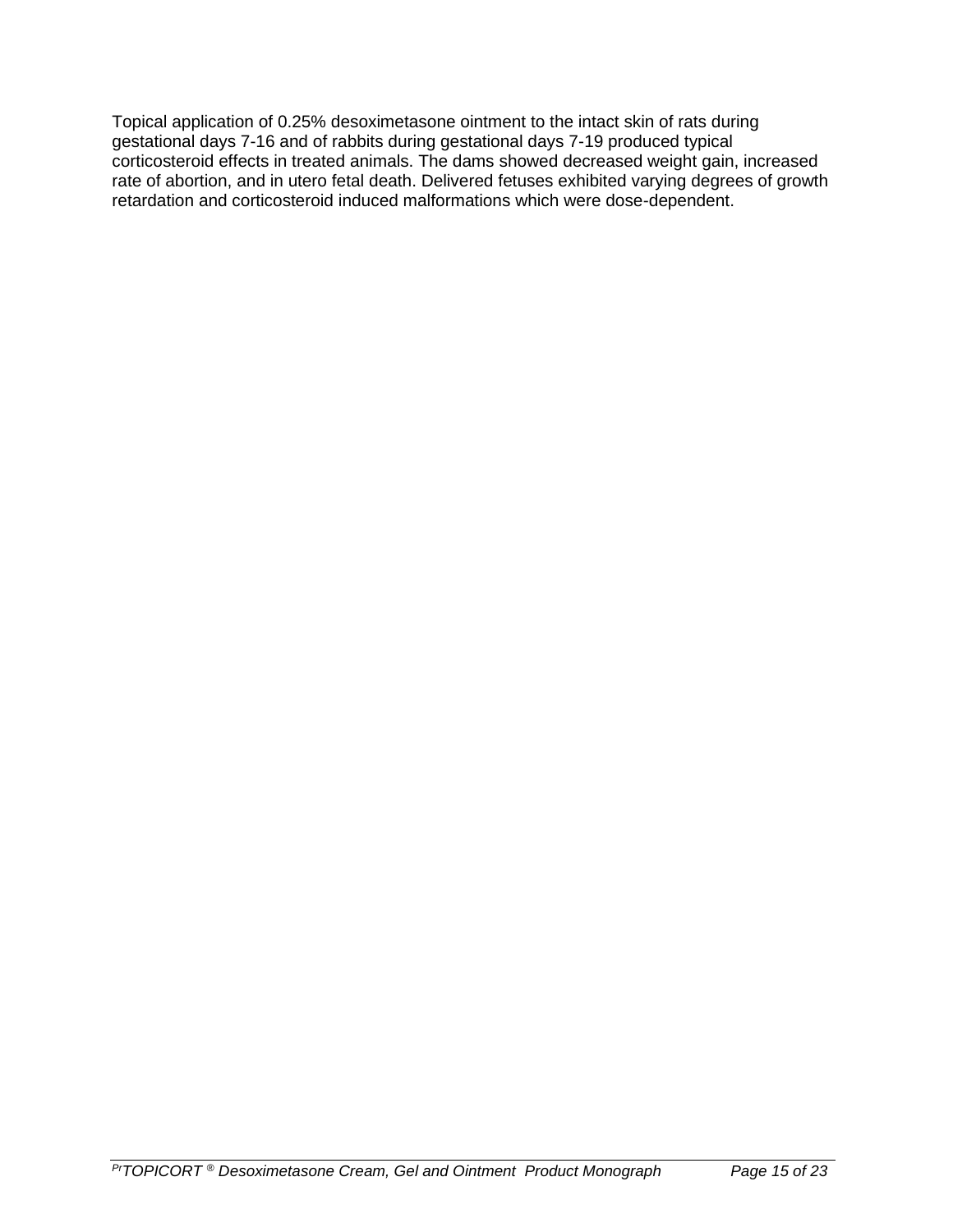Topical application of 0.25% desoximetasone ointment to the intact skin of rats during gestational days 7-16 and of rabbits during gestational days 7-19 produced typical corticosteroid effects in treated animals. The dams showed decreased weight gain, increased rate of abortion, and in utero fetal death. Delivered fetuses exhibited varying degrees of growth retardation and corticosteroid induced malformations which were dose-dependent.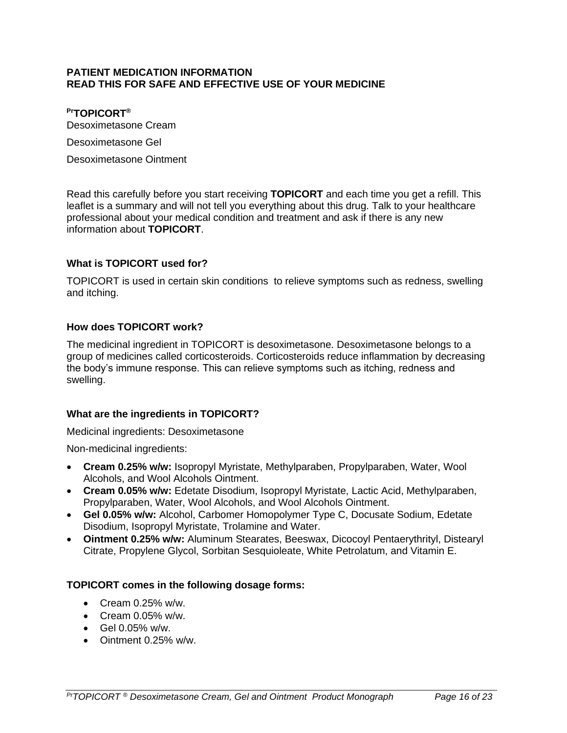**PATIENT MEDICATION INFORMATION**
**READ THIS FOR SAFE AND EFFECTIVE USE OF YOUR MEDICINE**

**PrTOPICORT®**
Desoximetasone Cream

Desoximetasone Gel

Desoximetasone Ointment

Read this carefully before you start receiving **TOPICORT** and each time you get a refill. This leaflet is a summary and will not tell you everything about this drug. Talk to your healthcare professional about your medical condition and treatment and ask if there is any new information about **TOPICORT**.

**What is TOPICORT used for?**

TOPICORT is used in certain skin conditions to relieve symptoms such as redness, swelling and itching.

**How does TOPICORT work?**

The medicinal ingredient in TOPICORT is desoximetasone. Desoximetasone belongs to a group of medicines called corticosteroids. Corticosteroids reduce inflammation by decreasing the body's immune response. This can relieve symptoms such as itching, redness and swelling.

**What are the ingredients in TOPICORT?**

Medicinal ingredients: Desoximetasone

Non-medicinal ingredients:

- **Cream 0.25% w/w:** Isopropyl Myristate, Methylparaben, Propylparaben, Water, Wool Alcohols, and Wool Alcohols Ointment.
- **Cream 0.05% w/w:** Edetate Disodium, Isopropyl Myristate, Lactic Acid, Methylparaben, Propylparaben, Water, Wool Alcohols, and Wool Alcohols Ointment.
- **Gel 0.05% w/w:** Alcohol, Carbomer Homopolymer Type C, Docusate Sodium, Edetate Disodium, Isopropyl Myristate, Trolamine and Water.
- **Ointment 0.25% w/w:** Aluminum Stearates, Beeswax, Dicocoyl Pentaerythrityl, Distearyl Citrate, Propylene Glycol, Sorbitan Sesquioleate, White Petrolatum, and Vitamin E.

**TOPICORT comes in the following dosage forms:**

- Cream 0.25% w/w.
- Cream 0.05% w/w.
- Gel 0.05% w/w.
- Ointment 0.25% w/w.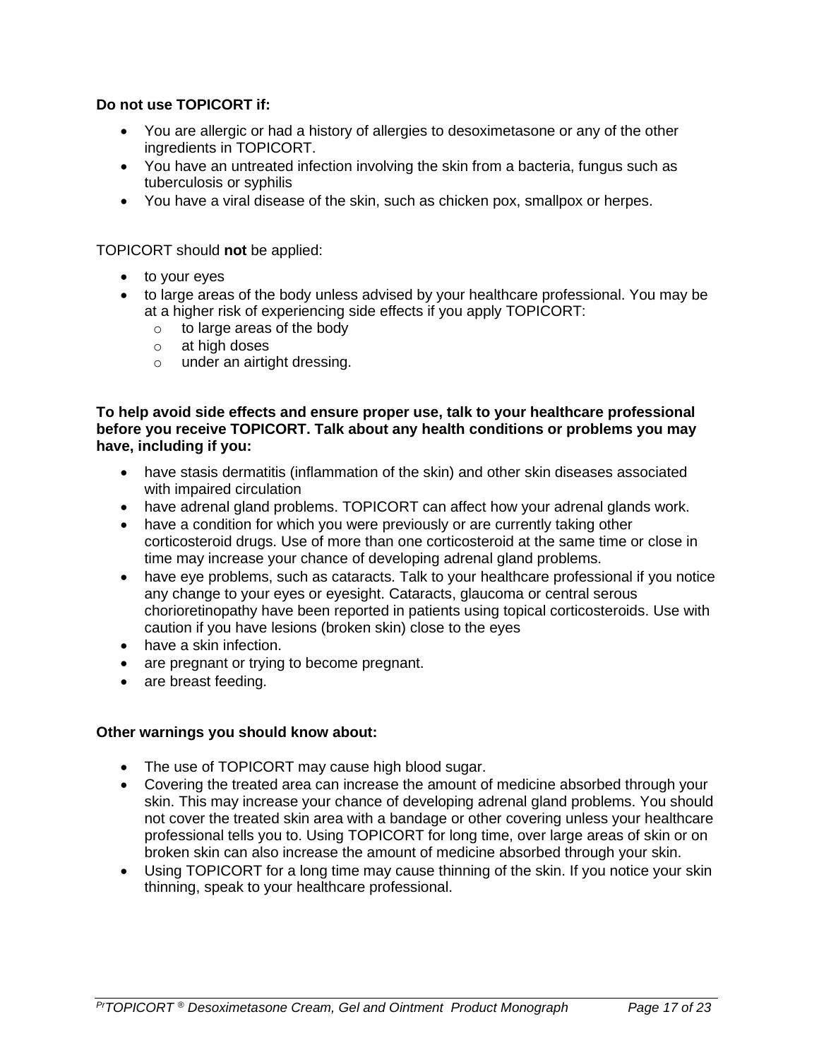**Do not use TOPICORT if:**

- You are allergic or had a history of allergies to desoximetasone or any of the other ingredients in TOPICORT.
- You have an untreated infection involving the skin from a bacteria, fungus such as tuberculosis or syphilis
- You have a viral disease of the skin, such as chicken pox, smallpox or herpes.

TOPICORT should **not** be applied:

- to your eyes
- to large areas of the body unless advised by your healthcare professional. You may be at a higher risk of experiencing side effects if you apply TOPICORT:
  - to large areas of the body
  - at high doses
  - under an airtight dressing.

**To help avoid side effects and ensure proper use, talk to your healthcare professional before you receive TOPICORT. Talk about any health conditions or problems you may have, including if you:**

- have stasis dermatitis (inflammation of the skin) and other skin diseases associated with impaired circulation
- have adrenal gland problems. TOPICORT can affect how your adrenal glands work.
- have a condition for which you were previously or are currently taking other corticosteroid drugs. Use of more than one corticosteroid at the same time or close in time may increase your chance of developing adrenal gland problems.
- have eye problems, such as cataracts. Talk to your healthcare professional if you notice any change to your eyes or eyesight. Cataracts, glaucoma or central serous chorioretinopathy have been reported in patients using topical corticosteroids. Use with caution if you have lesions (broken skin) close to the eyes
- have a skin infection.
- are pregnant or trying to become pregnant.
- are breast feeding.

**Other warnings you should know about:**

- The use of TOPICORT may cause high blood sugar.
- Covering the treated area can increase the amount of medicine absorbed through your skin. This may increase your chance of developing adrenal gland problems. You should not cover the treated skin area with a bandage or other covering unless your healthcare professional tells you to. Using TOPICORT for long time, over large areas of skin or on broken skin can also increase the amount of medicine absorbed through your skin.
- Using TOPICORT for a long time may cause thinning of the skin. If you notice your skin thinning, speak to your healthcare professional.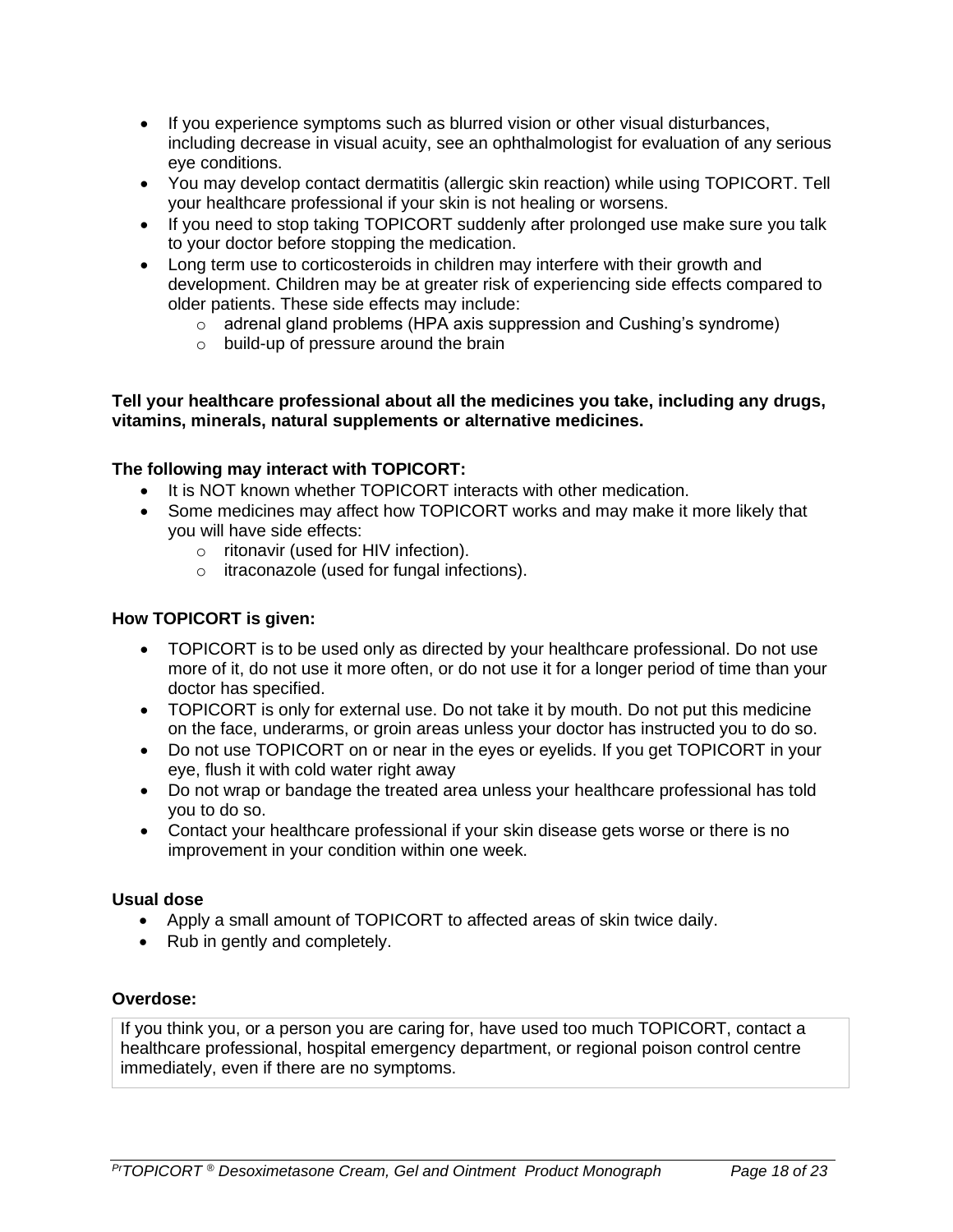- If you experience symptoms such as blurred vision or other visual disturbances, including decrease in visual acuity, see an ophthalmologist for evaluation of any serious eye conditions.
- You may develop contact dermatitis (allergic skin reaction) while using TOPICORT. Tell your healthcare professional if your skin is not healing or worsens.
- If you need to stop taking TOPICORT suddenly after prolonged use make sure you talk to your doctor before stopping the medication.
- Long term use to corticosteroids in children may interfere with their growth and development. Children may be at greater risk of experiencing side effects compared to older patients. These side effects may include:
    - adrenal gland problems (HPA axis suppression and Cushing's syndrome)
    - build-up of pressure around the brain

**Tell your healthcare professional about all the medicines you take, including any drugs, vitamins, minerals, natural supplements or alternative medicines.**

**The following may interact with TOPICORT:**

- It is NOT known whether TOPICORT interacts with other medication.
- Some medicines may affect how TOPICORT works and may make it more likely that you will have side effects:
    - ritonavir (used for HIV infection).
    - itraconazole (used for fungal infections).

**How TOPICORT is given:**

- TOPICORT is to be used only as directed by your healthcare professional. Do not use more of it, do not use it more often, or do not use it for a longer period of time than your doctor has specified.
- TOPICORT is only for external use. Do not take it by mouth. Do not put this medicine on the face, underarms, or groin areas unless your doctor has instructed you to do so.
- Do not use TOPICORT on or near in the eyes or eyelids. If you get TOPICORT in your eye, flush it with cold water right away
- Do not wrap or bandage the treated area unless your healthcare professional has told you to do so.
- Contact your healthcare professional if your skin disease gets worse or there is no improvement in your condition within one week.

**Usual dose**

- Apply a small amount of TOPICORT to affected areas of skin twice daily.
- Rub in gently and completely.

**Overdose:**

If you think you, or a person you are caring for, have used too much TOPICORT, contact a healthcare professional, hospital emergency department, or regional poison control centre immediately, even if there are no symptoms.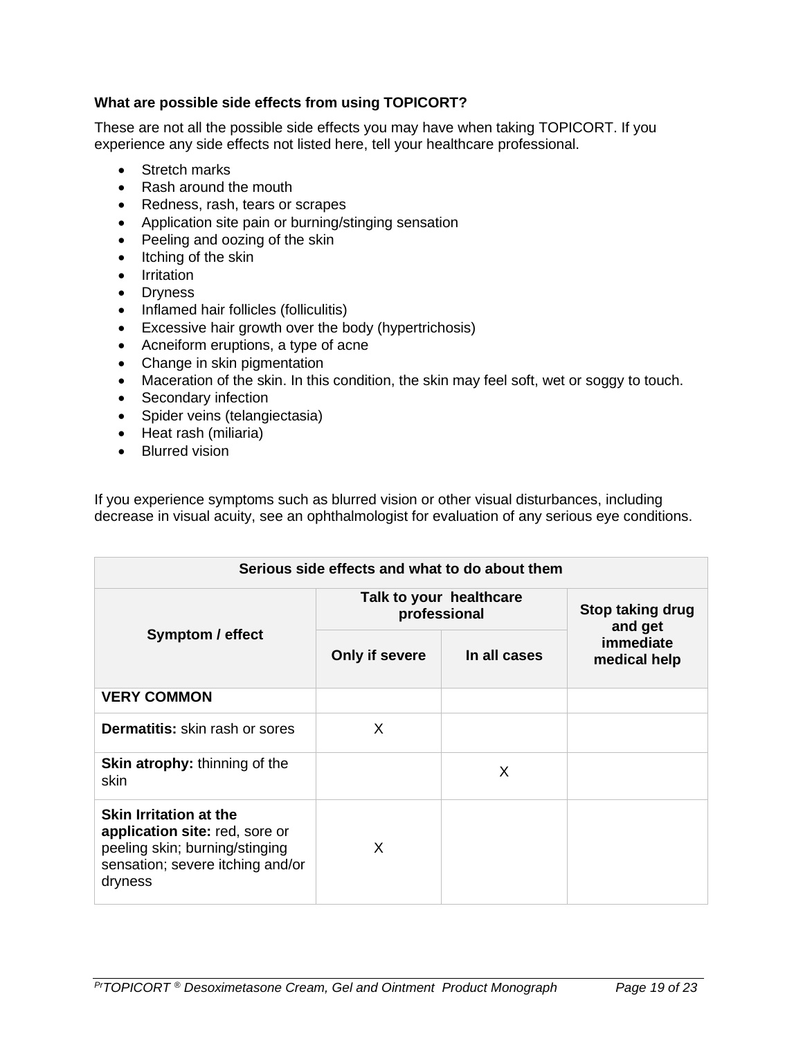### What are possible side effects from using TOPICORT?

These are not all the possible side effects you may have when taking TOPICORT. If you experience any side effects not listed here, tell your healthcare professional.

- Stretch marks
- Rash around the mouth
- Redness, rash, tears or scrapes
- Application site pain or burning/stinging sensation
- Peeling and oozing of the skin
- Itching of the skin
- Irritation
- Dryness
- Inflamed hair follicles (folliculitis)
- Excessive hair growth over the body (hypertrichosis)
- Acneiform eruptions, a type of acne
- Change in skin pigmentation
- Maceration of the skin. In this condition, the skin may feel soft, wet or soggy to touch.
- Secondary infection
- Spider veins (telangiectasia)
- Heat rash (miliaria)
- Blurred vision

If you experience symptoms such as blurred vision or other visual disturbances, including decrease in visual acuity, see an ophthalmologist for evaluation of any serious eye conditions.

| **Serious side effects and what to do about them** | | | |
|---|---|---|---|
| **Symptom / effect** | **Talk to your healthcare professional** | | **Stop taking drug and get immediate medical help** |
| | **Only if severe** | **In all cases** | |
| **VERY COMMON** | | | |
| **Dermatitis:** skin rash or sores | X | | |
| **Skin atrophy:** thinning of the skin | | X | |
| **Skin Irritation at the application site:** red, sore or peeling skin; burning/stinging sensation; severe itching and/or dryness | X | | |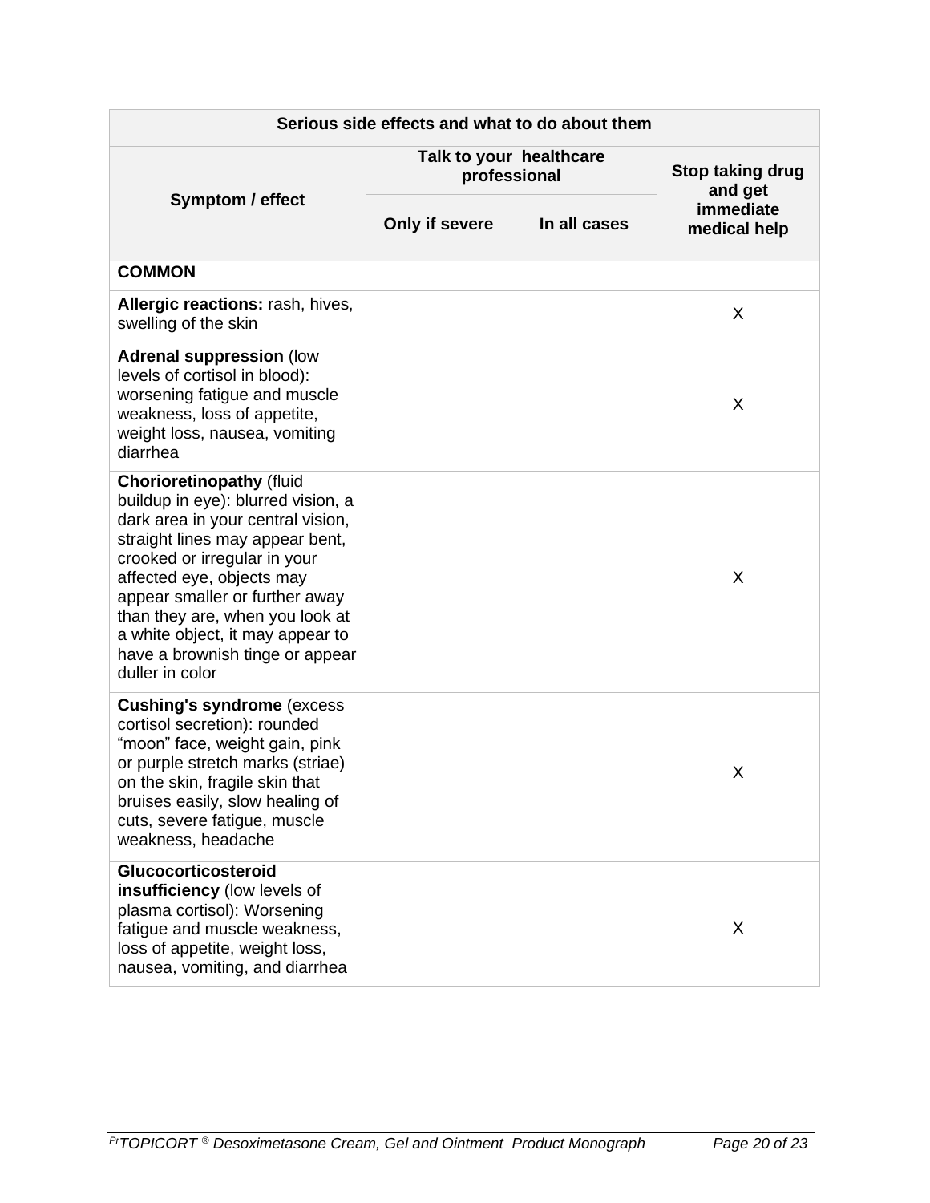| Serious side effects and what to do about them | | | |
|---|---|---|---|
| **Symptom / effect** | **Talk to your healthcare professional** | | **Stop taking drug and get immediate medical help** |
| | **Only if severe** | **In all cases** | |
| **COMMON** | | | |
| **Allergic reactions:** rash, hives, swelling of the skin | | | X |
| **Adrenal suppression** (low levels of cortisol in blood): worsening fatigue and muscle weakness, loss of appetite, weight loss, nausea, vomiting diarrhea | | | X |
| **Chorioretinopathy** (fluid buildup in eye): blurred vision, a dark area in your central vision, straight lines may appear bent, crooked or irregular in your affected eye, objects may appear smaller or further away than they are, when you look at a white object, it may appear to have a brownish tinge or appear duller in color | | | X |
| **Cushing's syndrome** (excess cortisol secretion): rounded "moon" face, weight gain, pink or purple stretch marks (striae) on the skin, fragile skin that bruises easily, slow healing of cuts, severe fatigue, muscle weakness, headache | | | X |
| **Glucocorticosteroid insufficiency** (low levels of plasma cortisol): Worsening fatigue and muscle weakness, loss of appetite, weight loss, nausea, vomiting, and diarrhea | | | X |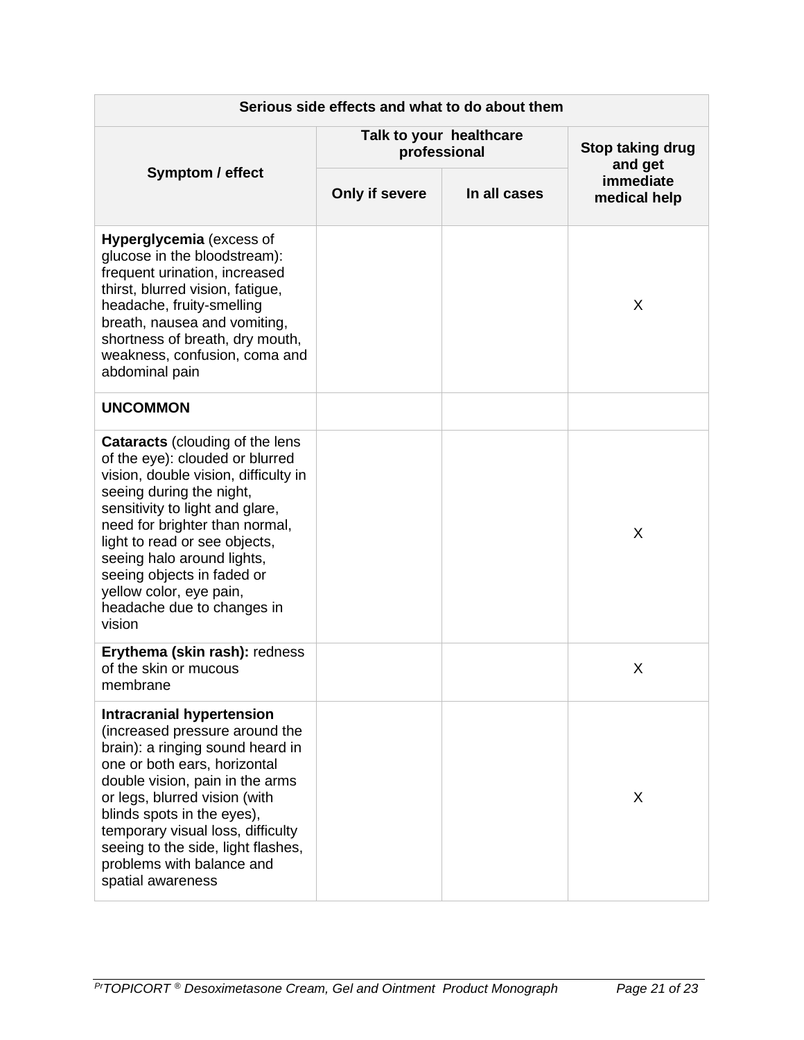| Serious side effects and what to do about them | | | |
|---|---|---|---|
| Symptom / effect | Talk to your healthcare professional | | Stop taking drug and get immediate medical help |
| | Only if severe | In all cases | |
| **Hyperglycemia** (excess of glucose in the bloodstream): frequent urination, increased thirst, blurred vision, fatigue, headache, fruity-smelling breath, nausea and vomiting, shortness of breath, dry mouth, weakness, confusion, coma and abdominal pain | | | X |
| **UNCOMMON** | | | |
| **Cataracts** (clouding of the lens of the eye): clouded or blurred vision, double vision, difficulty in seeing during the night, sensitivity to light and glare, need for brighter than normal, light to read or see objects, seeing halo around lights, seeing objects in faded or yellow color, eye pain, headache due to changes in vision | | | X |
| **Erythema (skin rash):** redness of the skin or mucous membrane | | | X |
| **Intracranial hypertension** (increased pressure around the brain): a ringing sound heard in one or both ears, horizontal double vision, pain in the arms or legs, blurred vision (with blinds spots in the eyes), temporary visual loss, difficulty seeing to the side, light flashes, problems with balance and spatial awareness | | | X |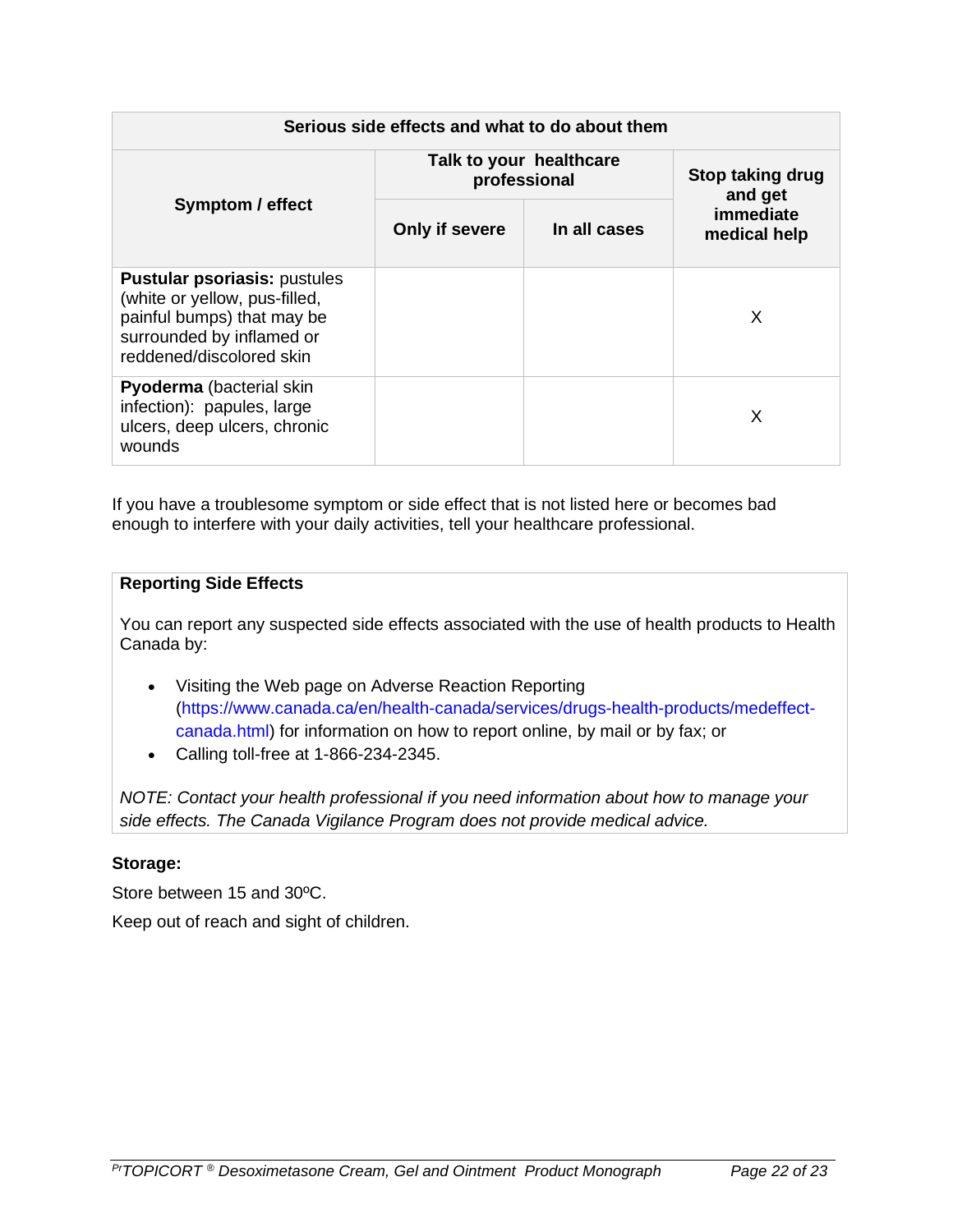| Serious side effects and what to do about them | | | |
|---|---|---|---|
| **Symptom / effect** | **Talk to your healthcare professional** | | **Stop taking drug and get immediate medical help** |
| | **Only if severe** | **In all cases** | |
| **Pustular psoriasis:** pustules (white or yellow, pus-filled, painful bumps) that may be surrounded by inflamed or reddened/discolored skin | | | X |
| **Pyoderma** (bacterial skin infection): papules, large ulcers, deep ulcers, chronic wounds | | | X |

If you have a troublesome symptom or side effect that is not listed here or becomes bad enough to interfere with your daily activities, tell your healthcare professional.

**Reporting Side Effects**

You can report any suspected side effects associated with the use of health products to Health Canada by:

- Visiting the Web page on Adverse Reaction Reporting (https://www.canada.ca/en/health-canada/services/drugs-health-products/medeffect-canada.html) for information on how to report online, by mail or by fax; or
- Calling toll-free at 1-866-234-2345.

*NOTE: Contact your health professional if you need information about how to manage your side effects. The Canada Vigilance Program does not provide medical advice.*

**Storage:**

Store between 15 and 30ºC.

Keep out of reach and sight of children.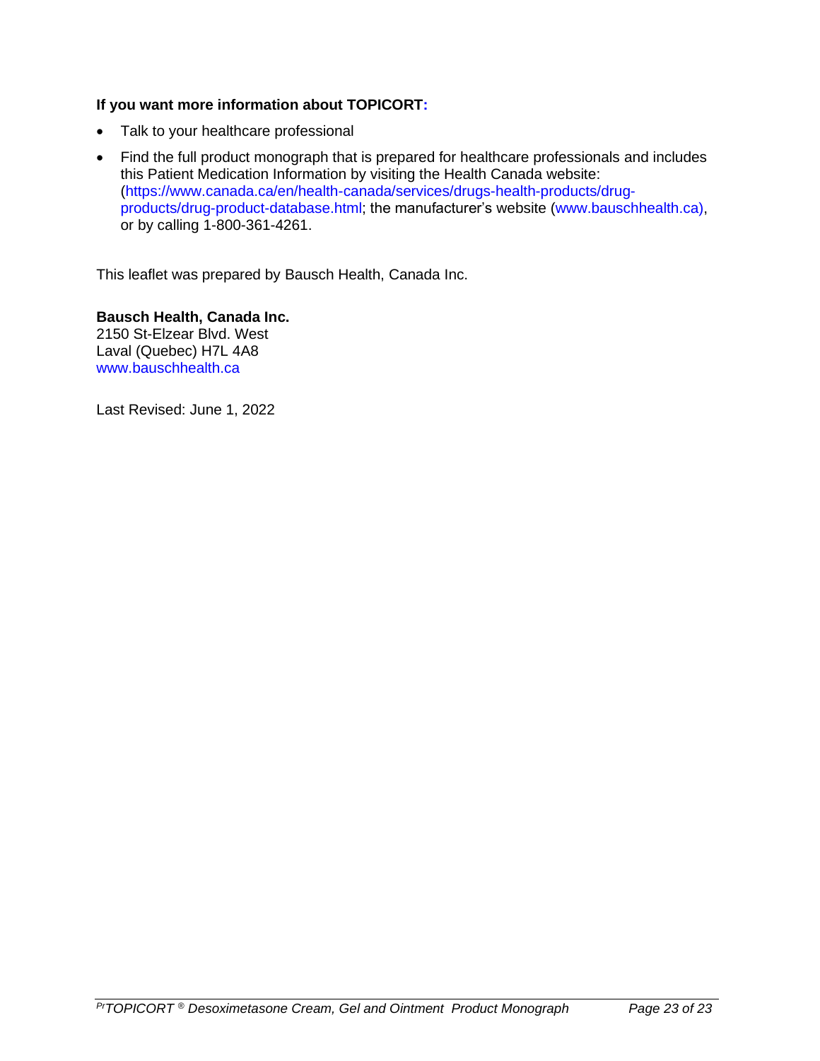**If you want more information about TOPICORT:**

- Talk to your healthcare professional
- Find the full product monograph that is prepared for healthcare professionals and includes this Patient Medication Information by visiting the Health Canada website: (https://www.canada.ca/en/health-canada/services/drugs-health-products/drug-products/drug-product-database.html; the manufacturer's website (www.bauschhealth.ca), or by calling 1-800-361-4261.

This leaflet was prepared by Bausch Health, Canada Inc.

**Bausch Health, Canada Inc.**
2150 St-Elzear Blvd. West
Laval (Quebec) H7L 4A8
www.bauschhealth.ca

Last Revised: June 1, 2022